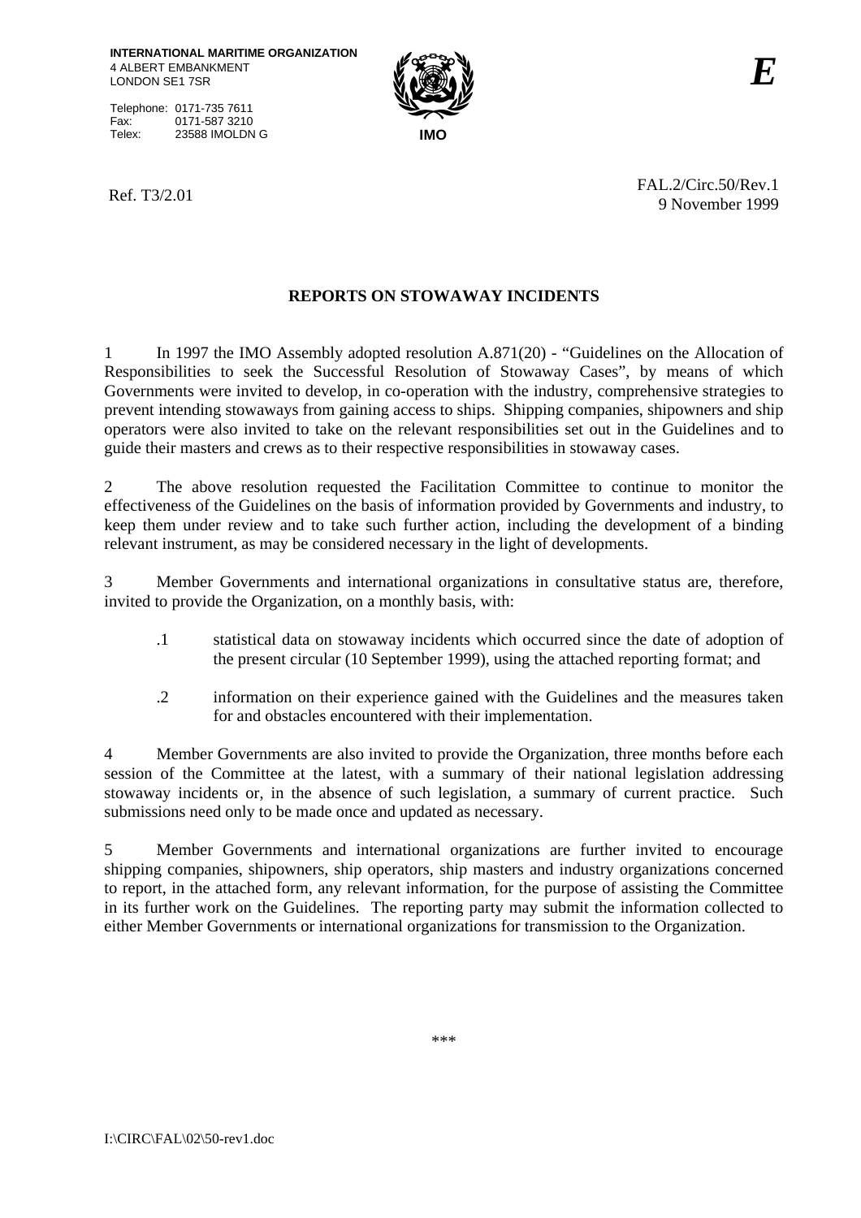**INTERNATIONAL MARITIME ORGANIZATION**
4 ALBERT EMBANKMENT
LONDON SE1 7SR

Telephone: 0171-735 7611
Fax: 0171-587 3210
Telex: 23588 IMOLDN G

**IMO**

***E***

Ref. T3/2.01

FAL.2/Circ.50/Rev.1
9 November 1999

## REPORTS ON STOWAWAY INCIDENTS

1 In 1997 the IMO Assembly adopted resolution A.871(20) - "Guidelines on the Allocation of Responsibilities to seek the Successful Resolution of Stowaway Cases", by means of which Governments were invited to develop, in co-operation with the industry, comprehensive strategies to prevent intending stowaways from gaining access to ships. Shipping companies, shipowners and ship operators were also invited to take on the relevant responsibilities set out in the Guidelines and to guide their masters and crews as to their respective responsibilities in stowaway cases.

2 The above resolution requested the Facilitation Committee to continue to monitor the effectiveness of the Guidelines on the basis of information provided by Governments and industry, to keep them under review and to take such further action, including the development of a binding relevant instrument, as may be considered necessary in the light of developments.

3 Member Governments and international organizations in consultative status are, therefore, invited to provide the Organization, on a monthly basis, with:

.1 statistical data on stowaway incidents which occurred since the date of adoption of the present circular (10 September 1999), using the attached reporting format; and

.2 information on their experience gained with the Guidelines and the measures taken for and obstacles encountered with their implementation.

4 Member Governments are also invited to provide the Organization, three months before each session of the Committee at the latest, with a summary of their national legislation addressing stowaway incidents or, in the absence of such legislation, a summary of current practice. Such submissions need only to be made once and updated as necessary.

5 Member Governments and international organizations are further invited to encourage shipping companies, shipowners, ship operators, ship masters and industry organizations concerned to report, in the attached form, any relevant information, for the purpose of assisting the Committee in its further work on the Guidelines. The reporting party may submit the information collected to either Member Governments or international organizations for transmission to the Organization.

***

I:\CIRC\FAL\02\50-rev1.doc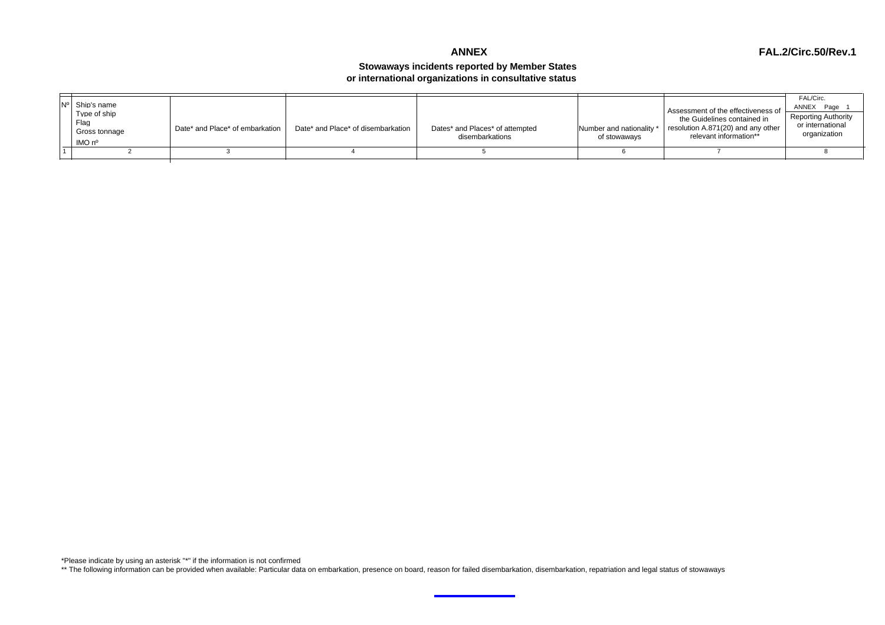## ANNEX

**Stowaways incidents reported by Member States or international organizations in consultative status**

| Nº | Ship's name<br>Type of ship<br>Flag<br>Gross tonnage<br>IMO nº | Date* and Place* of embarkation | Date* and Place* of disembarkation | Dates* and Places* of attempted disembarkations | Number and nationality * of stowaways | Assessment of the effectiveness of the Guidelines contained in resolution A.871(20) and any other relevant information** | Reporting Authority or international organization |
|---|---|---|---|---|---|---|---|
| 1 | 2 | 3 | 4 | 5 | 6 | 7 | 8 |

*Please indicate by using an asterisk "*" if the information is not confirmed

** The following information can be provided when available: Particular data on embarkation, presence on board, reason for failed disembarkation, disembarkation, repatriation and legal status of stowaways